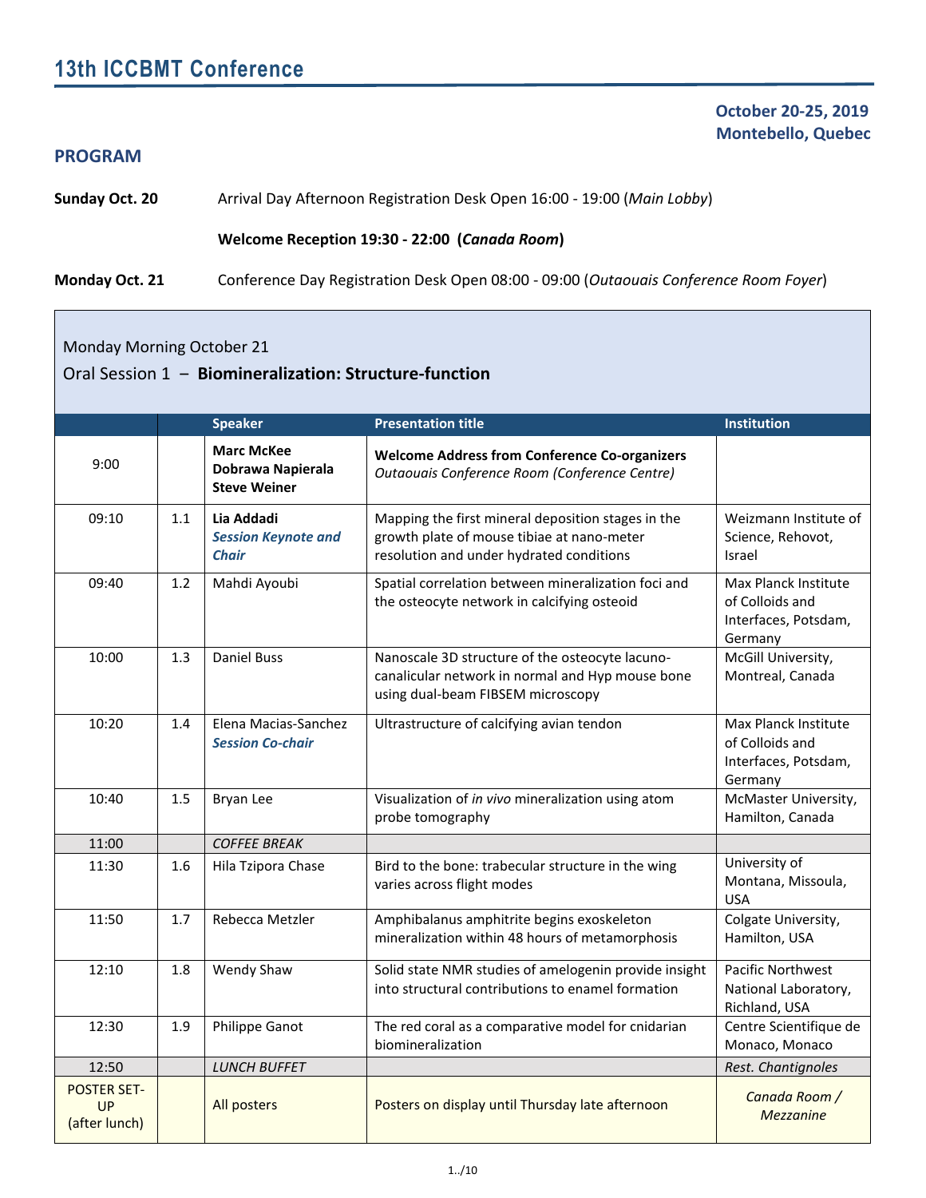# 13th ICCBMT Conference

**October 20-25, 2019**
**Montebello, Quebec**

## PROGRAM

**Sunday Oct. 20** Arrival Day Afternoon Registration Desk Open 16:00 - 19:00 (*Main Lobby*)

**Welcome Reception 19:30 - 22:00 (*Canada Room*)**

**Monday Oct. 21** Conference Day Registration Desk Open 08:00 - 09:00 (*Outaouais Conference Room Foyer*)

Monday Morning October 21

Oral Session 1 – **Biomineralization: Structure-function**

| | | Speaker | Presentation title | Institution |
|---|---|---|---|---|
| 9:00 | | **Marc McKee**<br>**Dobrawa Napierala**<br>**Steve Weiner** | **Welcome Address from Conference Co-organizers**<br>*Outaouais Conference Room (Conference Centre)* | |
| 09:10 | 1.1 | **Lia Addadi**<br>***Session Keynote and Chair*** | Mapping the first mineral deposition stages in the growth plate of mouse tibiae at nano-meter resolution and under hydrated conditions | Weizmann Institute of Science, Rehovot, Israel |
| 09:40 | 1.2 | Mahdi Ayoubi | Spatial correlation between mineralization foci and the osteocyte network in calcifying osteoid | Max Planck Institute of Colloids and Interfaces, Potsdam, Germany |
| 10:00 | 1.3 | Daniel Buss | Nanoscale 3D structure of the osteocyte lacuno-canalicular network in normal and Hyp mouse bone using dual-beam FIBSEM microscopy | McGill University, Montreal, Canada |
| 10:20 | 1.4 | Elena Macias-Sanchez<br>***Session Co-chair*** | Ultrastructure of calcifying avian tendon | Max Planck Institute of Colloids and Interfaces, Potsdam, Germany |
| 10:40 | 1.5 | Bryan Lee | Visualization of *in vivo* mineralization using atom probe tomography | McMaster University, Hamilton, Canada |
| 11:00 | | *COFFEE BREAK* | | |
| 11:30 | 1.6 | Hila Tzipora Chase | Bird to the bone: trabecular structure in the wing varies across flight modes | University of Montana, Missoula, USA |
| 11:50 | 1.7 | Rebecca Metzler | Amphibalanus amphitrite begins exoskeleton mineralization within 48 hours of metamorphosis | Colgate University, Hamilton, USA |
| 12:10 | 1.8 | Wendy Shaw | Solid state NMR studies of amelogenin provide insight into structural contributions to enamel formation | Pacific Northwest National Laboratory, Richland, USA |
| 12:30 | 1.9 | Philippe Ganot | The red coral as a comparative model for cnidarian biomineralization | Centre Scientifique de Monaco, Monaco |
| 12:50 | | *LUNCH BUFFET* | | *Rest. Chantignoles* |
| POSTER SET-UP (after lunch) | | All posters | Posters on display until Thursday late afternoon | *Canada Room / Mezzanine* |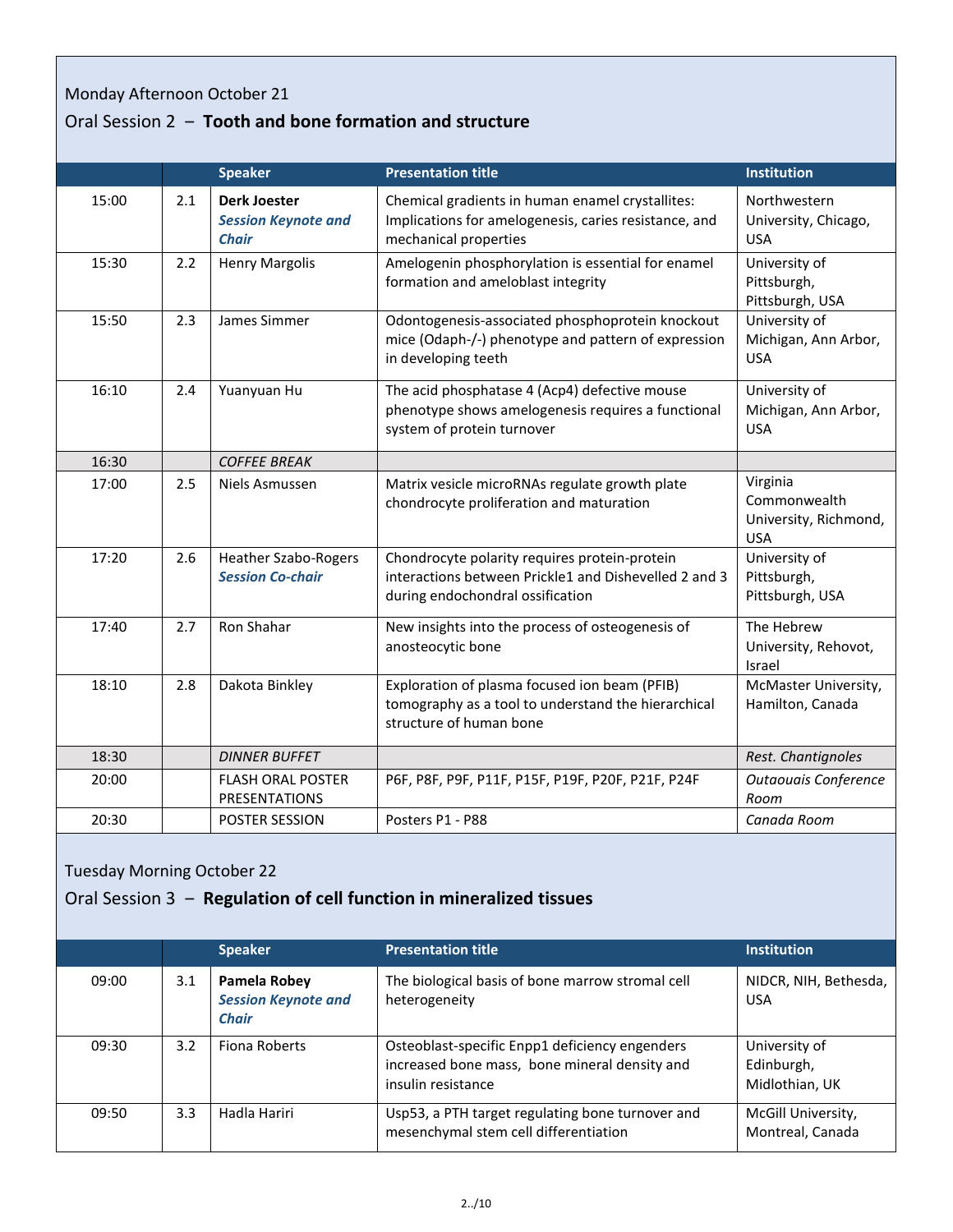Monday Afternoon October 21

## Oral Session 2 – **Tooth and bone formation and structure**

| | | Speaker | Presentation title | Institution |
|---|---|---|---|---|
| 15:00 | 2.1 | **Derk Joester** ***Session Keynote and Chair*** | Chemical gradients in human enamel crystallites: Implications for amelogenesis, caries resistance, and mechanical properties | Northwestern University, Chicago, USA |
| 15:30 | 2.2 | Henry Margolis | Amelogenin phosphorylation is essential for enamel formation and ameloblast integrity | University of Pittsburgh, Pittsburgh, USA |
| 15:50 | 2.3 | James Simmer | Odontogenesis-associated phosphoprotein knockout mice (Odaph-/-) phenotype and pattern of expression in developing teeth | University of Michigan, Ann Arbor, USA |
| 16:10 | 2.4 | Yuanyuan Hu | The acid phosphatase 4 (Acp4) defective mouse phenotype shows amelogenesis requires a functional system of protein turnover | University of Michigan, Ann Arbor, USA |
| 16:30 | | *COFFEE BREAK* | | |
| 17:00 | 2.5 | Niels Asmussen | Matrix vesicle microRNAs regulate growth plate chondrocyte proliferation and maturation | Virginia Commonwealth University, Richmond, USA |
| 17:20 | 2.6 | Heather Szabo-Rogers ***Session Co-chair*** | Chondrocyte polarity requires protein-protein interactions between Prickle1 and Dishevelled 2 and 3 during endochondral ossification | University of Pittsburgh, Pittsburgh, USA |
| 17:40 | 2.7 | Ron Shahar | New insights into the process of osteogenesis of anosteocytic bone | The Hebrew University, Rehovot, Israel |
| 18:10 | 2.8 | Dakota Binkley | Exploration of plasma focused ion beam (PFIB) tomography as a tool to understand the hierarchical structure of human bone | McMaster University, Hamilton, Canada |
| 18:30 | | *DINNER BUFFET* | | *Rest. Chantignoles* |
| 20:00 | | FLASH ORAL POSTER PRESENTATIONS | P6F, P8F, P9F, P11F, P15F, P19F, P20F, P21F, P24F | *Outaouais Conference Room* |
| 20:30 | | POSTER SESSION | Posters P1 - P88 | *Canada Room* |

Tuesday Morning October 22

## Oral Session 3 – **Regulation of cell function in mineralized tissues**

| | | Speaker | Presentation title | Institution |
|---|---|---|---|---|
| 09:00 | 3.1 | **Pamela Robey** ***Session Keynote and Chair*** | The biological basis of bone marrow stromal cell heterogeneity | NIDCR, NIH, Bethesda, USA |
| 09:30 | 3.2 | Fiona Roberts | Osteoblast-specific Enpp1 deficiency engenders increased bone mass, bone mineral density and insulin resistance | University of Edinburgh, Midlothian, UK |
| 09:50 | 3.3 | Hadla Hariri | Usp53, a PTH target regulating bone turnover and mesenchymal stem cell differentiation | McGill University, Montreal, Canada |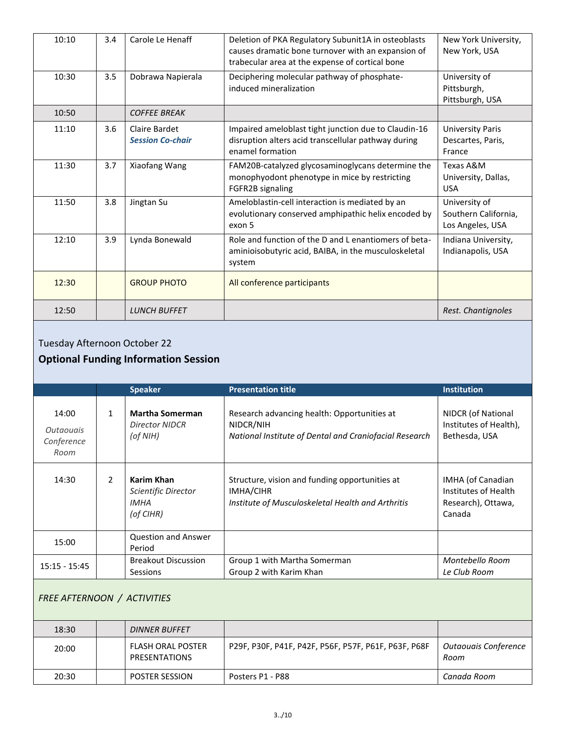| | | | | |
|---|---|---|---|---|
| 10:10 | 3.4 | Carole Le Henaff | Deletion of PKA Regulatory Subunit1A in osteoblasts causes dramatic bone turnover with an expansion of trabecular area at the expense of cortical bone | New York University, New York, USA |
| 10:30 | 3.5 | Dobrawa Napierala | Deciphering molecular pathway of phosphate-induced mineralization | University of Pittsburgh, Pittsburgh, USA |
| 10:50 | | *COFFEE BREAK* | | |
| 11:10 | 3.6 | Claire Bardet ***Session Co-chair*** | Impaired ameloblast tight junction due to Claudin-16 disruption alters acid transcellular pathway during enamel formation | University Paris Descartes, Paris, France |
| 11:30 | 3.7 | Xiaofang Wang | FAM20B-catalyzed glycosaminoglycans determine the monophyodont phenotype in mice by restricting FGFR2B signaling | Texas A&M University, Dallas, USA |
| 11:50 | 3.8 | Jingtan Su | Ameloblastin-cell interaction is mediated by an evolutionary conserved amphipathic helix encoded by exon 5 | University of Southern California, Los Angeles, USA |
| 12:10 | 3.9 | Lynda Bonewald | Role and function of the D and L enantiomers of beta-aminioisobutyric acid, BAIBA, in the musculoskeletal system | Indiana University, Indianapolis, USA |
| 12:30 | | GROUP PHOTO | All conference participants | |
| 12:50 | | *LUNCH BUFFET* | | *Rest. Chantignoles* |

Tuesday Afternoon October 22

## Optional Funding Information Session

| | | Speaker | Presentation title | Institution |
|---|---|---|---|---|
| 14:00 *Outaouais Conference Room* | 1 | **Martha Somerman** *Director NIDCR (of NIH)* | Research advancing health: Opportunities at NIDCR/NIH *National Institute of Dental and Craniofacial Research* | NIDCR (of National Institutes of Health), Bethesda, USA |
| 14:30 | 2 | **Karim Khan** *Scientific Director IMHA (of CIHR)* | Structure, vision and funding opportunities at IMHA/CIHR *Institute of Musculoskeletal Health and Arthritis* | IMHA (of Canadian Institutes of Health Research), Ottawa, Canada |
| 15:00 | | Question and Answer Period | | |
| 15:15 - 15:45 | | Breakout Discussion Sessions | Group 1 with Martha Somerman Group 2 with Karim Khan | *Montebello Room* *Le Club Room* |

*FREE AFTERNOON / ACTIVITIES*

| | | | | |
|---|---|---|---|---|
| 18:30 | | *DINNER BUFFET* | | |
| 20:00 | | FLASH ORAL POSTER PRESENTATIONS | P29F, P30F, P41F, P42F, P56F, P57F, P61F, P63F, P68F | *Outaouais Conference Room* |
| 20:30 | | POSTER SESSION | Posters P1 - P88 | *Canada Room* |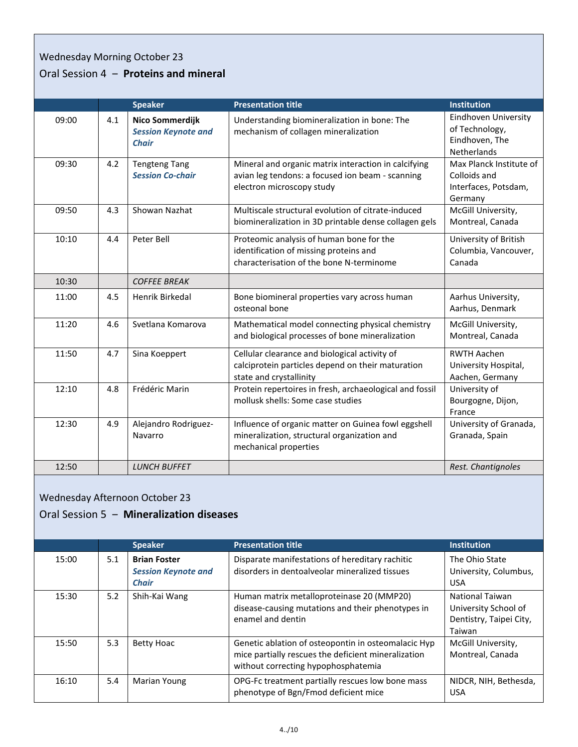Wednesday Morning October 23

## Oral Session 4 – **Proteins and mineral**

| | | Speaker | Presentation title | Institution |
|---|---|---|---|---|
| 09:00 | 4.1 | **Nico Sommerdijk** ***Session Keynote and Chair*** | Understanding biomineralization in bone: The mechanism of collagen mineralization | Eindhoven University of Technology, Eindhoven, The Netherlands |
| 09:30 | 4.2 | Tengteng Tang ***Session Co-chair*** | Mineral and organic matrix interaction in calcifying avian leg tendons: a focused ion beam - scanning electron microscopy study | Max Planck Institute of Colloids and Interfaces, Potsdam, Germany |
| 09:50 | 4.3 | Showan Nazhat | Multiscale structural evolution of citrate-induced biomineralization in 3D printable dense collagen gels | McGill University, Montreal, Canada |
| 10:10 | 4.4 | Peter Bell | Proteomic analysis of human bone for the identification of missing proteins and characterisation of the bone N-terminome | University of British Columbia, Vancouver, Canada |
| 10:30 | | *COFFEE BREAK* | | |
| 11:00 | 4.5 | Henrik Birkedal | Bone biomineral properties vary across human osteonal bone | Aarhus University, Aarhus, Denmark |
| 11:20 | 4.6 | Svetlana Komarova | Mathematical model connecting physical chemistry and biological processes of bone mineralization | McGill University, Montreal, Canada |
| 11:50 | 4.7 | Sina Koeppert | Cellular clearance and biological activity of calciprotein particles depend on their maturation state and crystallinity | RWTH Aachen University Hospital, Aachen, Germany |
| 12:10 | 4.8 | Frédéric Marin | Protein repertoires in fresh, archaeological and fossil mollusk shells: Some case studies | University of Bourgogne, Dijon, France |
| 12:30 | 4.9 | Alejandro Rodriguez-Navarro | Influence of organic matter on Guinea fowl eggshell mineralization, structural organization and mechanical properties | University of Granada, Granada, Spain |
| 12:50 | | *LUNCH BUFFET* | | *Rest. Chantignoles* |

Wednesday Afternoon October 23

## Oral Session 5 – **Mineralization diseases**

| | | Speaker | Presentation title | Institution |
|---|---|---|---|---|
| 15:00 | 5.1 | **Brian Foster** ***Session Keynote and Chair*** | Disparate manifestations of hereditary rachitic disorders in dentoalveolar mineralized tissues | The Ohio State University, Columbus, USA |
| 15:30 | 5.2 | Shih-Kai Wang | Human matrix metalloproteinase 20 (MMP20) disease-causing mutations and their phenotypes in enamel and dentin | National Taiwan University School of Dentistry, Taipei City, Taiwan |
| 15:50 | 5.3 | Betty Hoac | Genetic ablation of osteopontin in osteomalacic Hyp mice partially rescues the deficient mineralization without correcting hypophosphatemia | McGill University, Montreal, Canada |
| 16:10 | 5.4 | Marian Young | OPG-Fc treatment partially rescues low bone mass phenotype of Bgn/Fmod deficient mice | NIDCR, NIH, Bethesda, USA |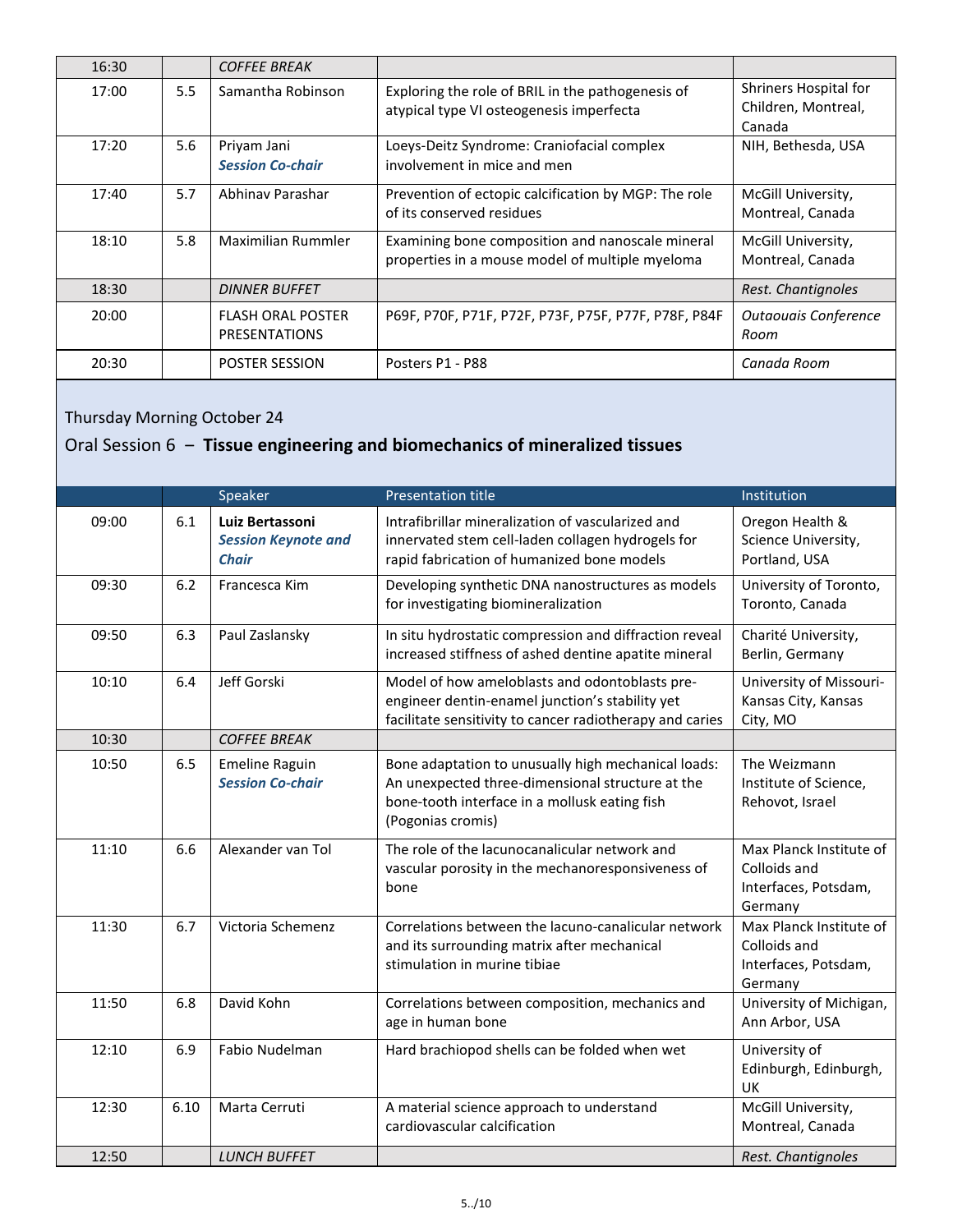| | | | | |
|---|---|---|---|---|
| 16:30 | | *COFFEE BREAK* | | |
| 17:00 | 5.5 | Samantha Robinson | Exploring the role of BRIL in the pathogenesis of atypical type VI osteogenesis imperfecta | Shriners Hospital for Children, Montreal, Canada |
| 17:20 | 5.6 | Priyam Jani<br>***Session Co-chair*** | Loeys-Deitz Syndrome: Craniofacial complex involvement in mice and men | NIH, Bethesda, USA |
| 17:40 | 5.7 | Abhinav Parashar | Prevention of ectopic calcification by MGP: The role of its conserved residues | McGill University, Montreal, Canada |
| 18:10 | 5.8 | Maximilian Rummler | Examining bone composition and nanoscale mineral properties in a mouse model of multiple myeloma | McGill University, Montreal, Canada |
| 18:30 | | *DINNER BUFFET* | | *Rest. Chantignoles* |
| 20:00 | | FLASH ORAL POSTER PRESENTATIONS | P69F, P70F, P71F, P72F, P73F, P75F, P77F, P78F, P84F | *Outaouais Conference Room* |
| 20:30 | | POSTER SESSION | Posters P1 - P88 | *Canada Room* |

## Thursday Morning October 24

## Oral Session 6 – **Tissue engineering and biomechanics of mineralized tissues**

| | | Speaker | Presentation title | Institution |
|---|---|---|---|---|
| 09:00 | 6.1 | **Luiz Bertassoni**<br>***Session Keynote and Chair*** | Intrafibrillar mineralization of vascularized and innervated stem cell-laden collagen hydrogels for rapid fabrication of humanized bone models | Oregon Health & Science University, Portland, USA |
| 09:30 | 6.2 | Francesca Kim | Developing synthetic DNA nanostructures as models for investigating biomineralization | University of Toronto, Toronto, Canada |
| 09:50 | 6.3 | Paul Zaslansky | In situ hydrostatic compression and diffraction reveal increased stiffness of ashed dentine apatite mineral | Charité University, Berlin, Germany |
| 10:10 | 6.4 | Jeff Gorski | Model of how ameloblasts and odontoblasts pre-engineer dentin-enamel junction's stability yet facilitate sensitivity to cancer radiotherapy and caries | University of Missouri-Kansas City, Kansas City, MO |
| 10:30 | | *COFFEE BREAK* | | |
| 10:50 | 6.5 | Emeline Raguin<br>***Session Co-chair*** | Bone adaptation to unusually high mechanical loads: An unexpected three-dimensional structure at the bone-tooth interface in a mollusk eating fish (Pogonias cromis) | The Weizmann Institute of Science, Rehovot, Israel |
| 11:10 | 6.6 | Alexander van Tol | The role of the lacunocanalicular network and vascular porosity in the mechanoresponsiveness of bone | Max Planck Institute of Colloids and Interfaces, Potsdam, Germany |
| 11:30 | 6.7 | Victoria Schemenz | Correlations between the lacuno-canalicular network and its surrounding matrix after mechanical stimulation in murine tibiae | Max Planck Institute of Colloids and Interfaces, Potsdam, Germany |
| 11:50 | 6.8 | David Kohn | Correlations between composition, mechanics and age in human bone | University of Michigan, Ann Arbor, USA |
| 12:10 | 6.9 | Fabio Nudelman | Hard brachiopod shells can be folded when wet | University of Edinburgh, Edinburgh, UK |
| 12:30 | 6.10 | Marta Cerruti | A material science approach to understand cardiovascular calcification | McGill University, Montreal, Canada |
| 12:50 | | *LUNCH BUFFET* | | *Rest. Chantignoles* |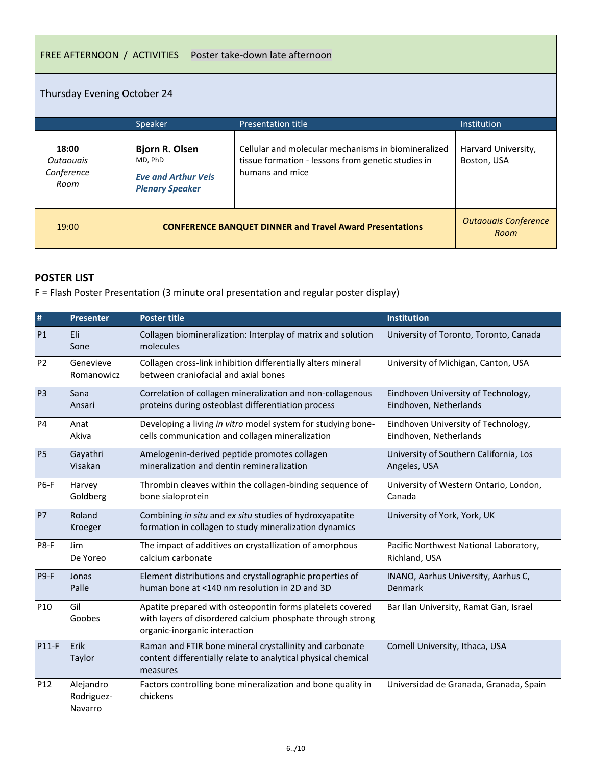FREE AFTERNOON / ACTIVITIES Poster take-down late afternoon

Thursday Evening October 24

| | | Speaker | Presentation title | Institution |
|---|---|---|---|---|
| **18:00** *Outaouais Conference Room* | | **Bjorn R. Olsen** MD, PhD ***Eve and Arthur Veis Plenary Speaker*** | Cellular and molecular mechanisms in biomineralized tissue formation - lessons from genetic studies in humans and mice | Harvard University, Boston, USA |
| 19:00 | | **CONFERENCE BANQUET DINNER and Travel Award Presentations** | | *Outaouais Conference Room* |

**POSTER LIST**

F = Flash Poster Presentation (3 minute oral presentation and regular poster display)

| # | Presenter | Poster title | Institution |
|---|---|---|---|
| P1 | Eli Sone | Collagen biomineralization: Interplay of matrix and solution molecules | University of Toronto, Toronto, Canada |
| P2 | Genevieve Romanowicz | Collagen cross-link inhibition differentially alters mineral between craniofacial and axial bones | University of Michigan, Canton, USA |
| P3 | Sana Ansari | Correlation of collagen mineralization and non-collagenous proteins during osteoblast differentiation process | Eindhoven University of Technology, Eindhoven, Netherlands |
| P4 | Anat Akiva | Developing a living *in vitro* model system for studying bone-cells communication and collagen mineralization | Eindhoven University of Technology, Eindhoven, Netherlands |
| P5 | Gayathri Visakan | Amelogenin-derived peptide promotes collagen mineralization and dentin remineralization | University of Southern California, Los Angeles, USA |
| P6-F | Harvey Goldberg | Thrombin cleaves within the collagen-binding sequence of bone sialoprotein | University of Western Ontario, London, Canada |
| P7 | Roland Kroeger | Combining *in situ* and *ex situ* studies of hydroxyapatite formation in collagen to study mineralization dynamics | University of York, York, UK |
| P8-F | Jim De Yoreo | The impact of additives on crystallization of amorphous calcium carbonate | Pacific Northwest National Laboratory, Richland, USA |
| P9-F | Jonas Palle | Element distributions and crystallographic properties of human bone at <140 nm resolution in 2D and 3D | INANO, Aarhus University, Aarhus C, Denmark |
| P10 | Gil Goobes | Apatite prepared with osteopontin forms platelets covered with layers of disordered calcium phosphate through strong organic-inorganic interaction | Bar Ilan University, Ramat Gan, Israel |
| P11-F | Erik Taylor | Raman and FTIR bone mineral crystallinity and carbonate content differentially relate to analytical physical chemical measures | Cornell University, Ithaca, USA |
| P12 | Alejandro Rodriguez-Navarro | Factors controlling bone mineralization and bone quality in chickens | Universidad de Granada, Granada, Spain |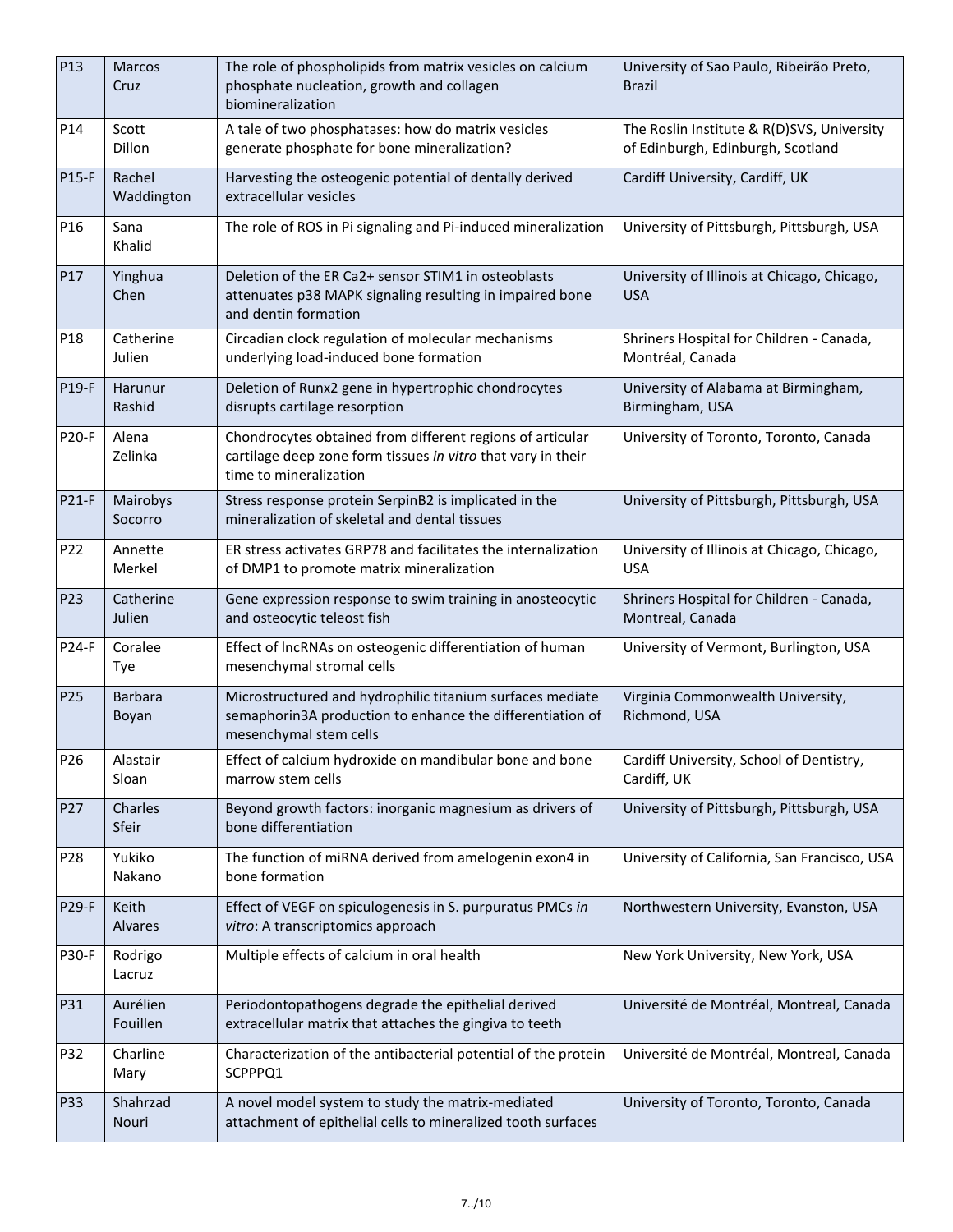| P13 | Marcos Cruz | The role of phospholipids from matrix vesicles on calcium phosphate nucleation, growth and collagen biomineralization | University of Sao Paulo, Ribeirão Preto, Brazil |
|---|---|---|---|
| P14 | Scott Dillon | A tale of two phosphatases: how do matrix vesicles generate phosphate for bone mineralization? | The Roslin Institute & R(D)SVS, University of Edinburgh, Edinburgh, Scotland |
| P15-F | Rachel Waddington | Harvesting the osteogenic potential of dentally derived extracellular vesicles | Cardiff University, Cardiff, UK |
| P16 | Sana Khalid | The role of ROS in Pi signaling and Pi-induced mineralization | University of Pittsburgh, Pittsburgh, USA |
| P17 | Yinghua Chen | Deletion of the ER $Ca^{2+}$ sensor STIM1 in osteoblasts attenuates p38 MAPK signaling resulting in impaired bone and dentin formation | University of Illinois at Chicago, Chicago, USA |
| P18 | Catherine Julien | Circadian clock regulation of molecular mechanisms underlying load-induced bone formation | Shriners Hospital for Children - Canada, Montréal, Canada |
| P19-F | Harunur Rashid | Deletion of Runx2 gene in hypertrophic chondrocytes disrupts cartilage resorption | University of Alabama at Birmingham, Birmingham, USA |
| P20-F | Alena Zelinka | Chondrocytes obtained from different regions of articular cartilage deep zone form tissues *in vitro* that vary in their time to mineralization | University of Toronto, Toronto, Canada |
| P21-F | Mairobys Socorro | Stress response protein SerpinB2 is implicated in the mineralization of skeletal and dental tissues | University of Pittsburgh, Pittsburgh, USA |
| P22 | Annette Merkel | ER stress activates GRP78 and facilitates the internalization of DMP1 to promote matrix mineralization | University of Illinois at Chicago, Chicago, USA |
| P23 | Catherine Julien | Gene expression response to swim training in anosteocytic and osteocytic teleost fish | Shriners Hospital for Children - Canada, Montreal, Canada |
| P24-F | Coralee Tye | Effect of lncRNAs on osteogenic differentiation of human mesenchymal stromal cells | University of Vermont, Burlington, USA |
| P25 | Barbara Boyan | Microstructured and hydrophilic titanium surfaces mediate semaphorin3A production to enhance the differentiation of mesenchymal stem cells | Virginia Commonwealth University, Richmond, USA |
| P26 | Alastair Sloan | Effect of calcium hydroxide on mandibular bone and bone marrow stem cells | Cardiff University, School of Dentistry, Cardiff, UK |
| P27 | Charles Sfeir | Beyond growth factors: inorganic magnesium as drivers of bone differentiation | University of Pittsburgh, Pittsburgh, USA |
| P28 | Yukiko Nakano | The function of miRNA derived from amelogenin exon4 in bone formation | University of California, San Francisco, USA |
| P29-F | Keith Alvares | Effect of VEGF on spiculogenesis in S. purpuratus PMCs *in vitro*: A transcriptomics approach | Northwestern University, Evanston, USA |
| P30-F | Rodrigo Lacruz | Multiple effects of calcium in oral health | New York University, New York, USA |
| P31 | Aurélien Fouillen | Periodontopathogens degrade the epithelial derived extracellular matrix that attaches the gingiva to teeth | Université de Montréal, Montreal, Canada |
| P32 | Charline Mary | Characterization of the antibacterial potential of the protein SCPPPQ1 | Université de Montréal, Montreal, Canada |
| P33 | Shahrzad Nouri | A novel model system to study the matrix-mediated attachment of epithelial cells to mineralized tooth surfaces | University of Toronto, Toronto, Canada |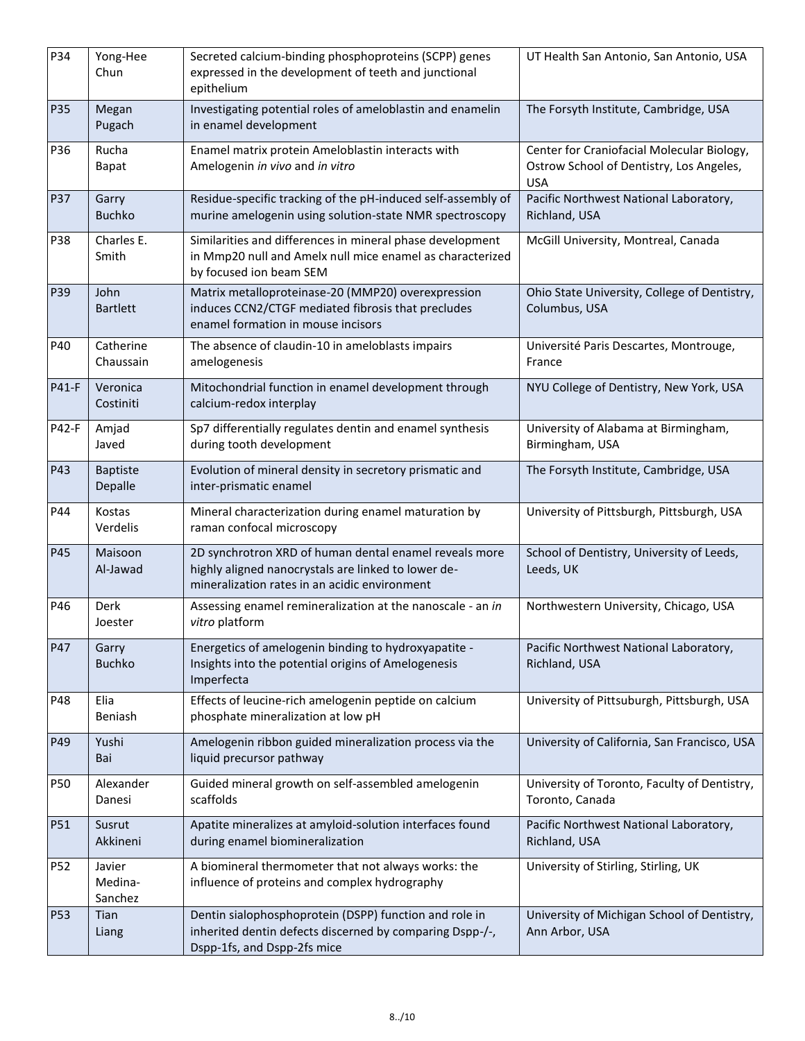| | | | |
|---|---|---|---|
| P34 | Yong-Hee Chun | Secreted calcium-binding phosphoproteins (SCPP) genes expressed in the development of teeth and junctional epithelium | UT Health San Antonio, San Antonio, USA |
| P35 | Megan Pugach | Investigating potential roles of ameloblastin and enamelin in enamel development | The Forsyth Institute, Cambridge, USA |
| P36 | Rucha Bapat | Enamel matrix protein Ameloblastin interacts with Amelogenin *in vivo* and *in vitro* | Center for Craniofacial Molecular Biology, Ostrow School of Dentistry, Los Angeles, USA |
| P37 | Garry Buchko | Residue-specific tracking of the pH-induced self-assembly of murine amelogenin using solution-state NMR spectroscopy | Pacific Northwest National Laboratory, Richland, USA |
| P38 | Charles E. Smith | Similarities and differences in mineral phase development in Mmp20 null and Amelx null mice enamel as characterized by focused ion beam SEM | McGill University, Montreal, Canada |
| P39 | John Bartlett | Matrix metalloproteinase-20 (MMP20) overexpression induces CCN2/CTGF mediated fibrosis that precludes enamel formation in mouse incisors | Ohio State University, College of Dentistry, Columbus, USA |
| P40 | Catherine Chaussain | The absence of claudin-10 in ameloblasts impairs amelogenesis | Université Paris Descartes, Montrouge, France |
| P41-F | Veronica Costiniti | Mitochondrial function in enamel development through calcium-redox interplay | NYU College of Dentistry, New York, USA |
| P42-F | Amjad Javed | Sp7 differentially regulates dentin and enamel synthesis during tooth development | University of Alabama at Birmingham, Birmingham, USA |
| P43 | Baptiste Depalle | Evolution of mineral density in secretory prismatic and inter-prismatic enamel | The Forsyth Institute, Cambridge, USA |
| P44 | Kostas Verdelis | Mineral characterization during enamel maturation by raman confocal microscopy | University of Pittsburgh, Pittsburgh, USA |
| P45 | Maisoon Al-Jawad | 2D synchrotron XRD of human dental enamel reveals more highly aligned nanocrystals are linked to lower de-mineralization rates in an acidic environment | School of Dentistry, University of Leeds, Leeds, UK |
| P46 | Derk Joester | Assessing enamel remineralization at the nanoscale - an *in vitro* platform | Northwestern University, Chicago, USA |
| P47 | Garry Buchko | Energetics of amelogenin binding to hydroxyapatite - Insights into the potential origins of Amelogenesis Imperfecta | Pacific Northwest National Laboratory, Richland, USA |
| P48 | Elia Beniash | Effects of leucine-rich amelogenin peptide on calcium phosphate mineralization at low pH | University of Pittsuburgh, Pittsburgh, USA |
| P49 | Yushi Bai | Amelogenin ribbon guided mineralization process via the liquid precursor pathway | University of California, San Francisco, USA |
| P50 | Alexander Danesi | Guided mineral growth on self-assembled amelogenin scaffolds | University of Toronto, Faculty of Dentistry, Toronto, Canada |
| P51 | Susrut Akkineni | Apatite mineralizes at amyloid-solution interfaces found during enamel biomineralization | Pacific Northwest National Laboratory, Richland, USA |
| P52 | Javier Medina-Sanchez | A biomineral thermometer that not always works: the influence of proteins and complex hydrography | University of Stirling, Stirling, UK |
| P53 | Tian Liang | Dentin sialophosphoprotein (DSPP) function and role in inherited dentin defects discerned by comparing Dspp-/-, Dspp-1fs, and Dspp-2fs mice | University of Michigan School of Dentistry, Ann Arbor, USA |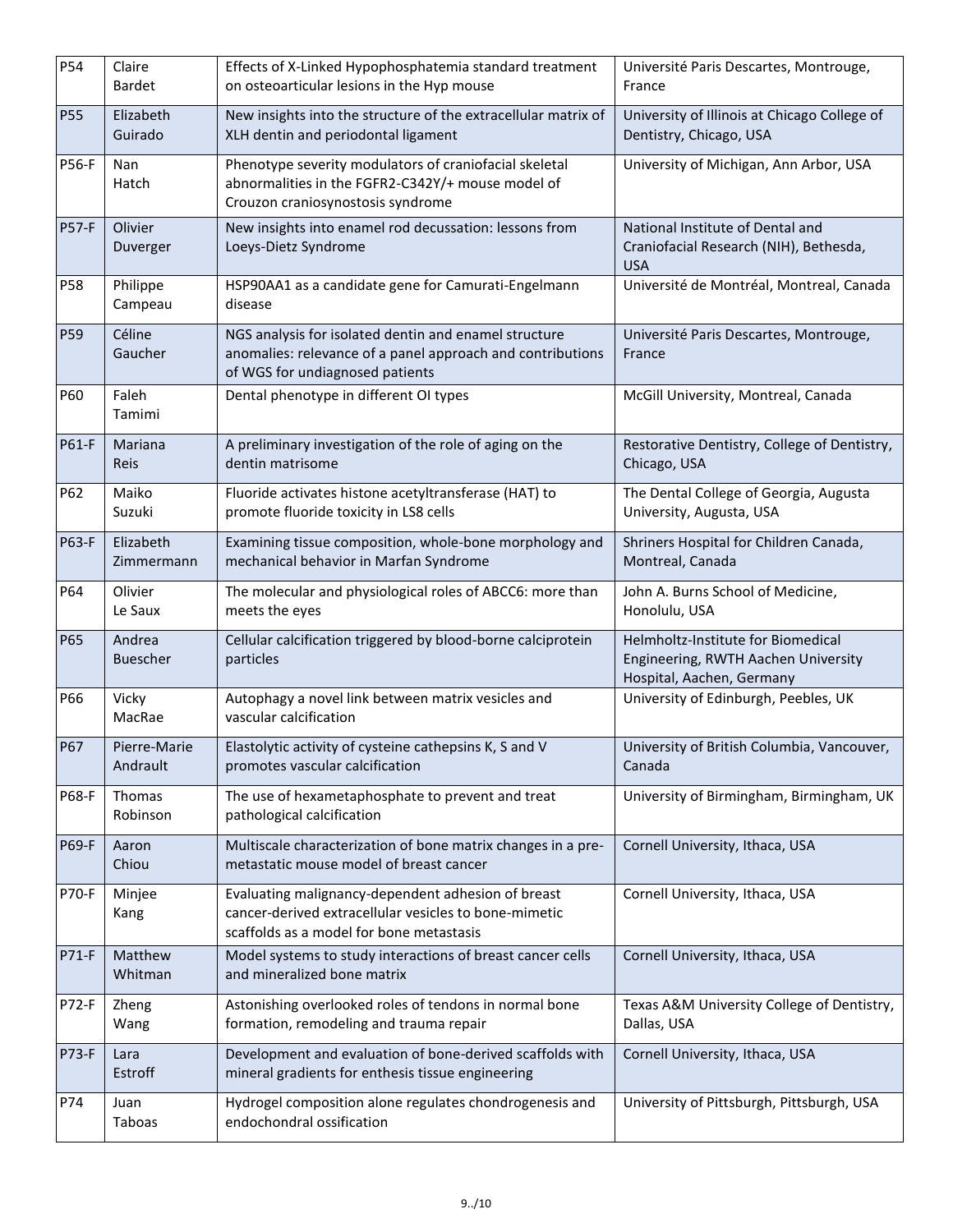| P54 | Claire Bardet | Effects of X-Linked Hypophosphatemia standard treatment on osteoarticular lesions in the Hyp mouse | Université Paris Descartes, Montrouge, France |
|---|---|---|---|
| P55 | Elizabeth Guirado | New insights into the structure of the extracellular matrix of XLH dentin and periodontal ligament | University of Illinois at Chicago College of Dentistry, Chicago, USA |
| P56-F | Nan Hatch | Phenotype severity modulators of craniofacial skeletal abnormalities in the FGFR2-C342Y/+ mouse model of Crouzon craniosynostosis syndrome | University of Michigan, Ann Arbor, USA |
| P57-F | Olivier Duverger | New insights into enamel rod decussation: lessons from Loeys-Dietz Syndrome | National Institute of Dental and Craniofacial Research (NIH), Bethesda, USA |
| P58 | Philippe Campeau | HSP90AA1 as a candidate gene for Camurati-Engelmann disease | Université de Montréal, Montreal, Canada |
| P59 | Céline Gaucher | NGS analysis for isolated dentin and enamel structure anomalies: relevance of a panel approach and contributions of WGS for undiagnosed patients | Université Paris Descartes, Montrouge, France |
| P60 | Faleh Tamimi | Dental phenotype in different OI types | McGill University, Montreal, Canada |
| P61-F | Mariana Reis | A preliminary investigation of the role of aging on the dentin matrisome | Restorative Dentistry, College of Dentistry, Chicago, USA |
| P62 | Maiko Suzuki | Fluoride activates histone acetyltransferase (HAT) to promote fluoride toxicity in LS8 cells | The Dental College of Georgia, Augusta University, Augusta, USA |
| P63-F | Elizabeth Zimmermann | Examining tissue composition, whole-bone morphology and mechanical behavior in Marfan Syndrome | Shriners Hospital for Children Canada, Montreal, Canada |
| P64 | Olivier Le Saux | The molecular and physiological roles of ABCC6: more than meets the eyes | John A. Burns School of Medicine, Honolulu, USA |
| P65 | Andrea Buescher | Cellular calcification triggered by blood-borne calciprotein particles | Helmholtz-Institute for Biomedical Engineering, RWTH Aachen University Hospital, Aachen, Germany |
| P66 | Vicky MacRae | Autophagy a novel link between matrix vesicles and vascular calcification | University of Edinburgh, Peebles, UK |
| P67 | Pierre-Marie Andrault | Elastolytic activity of cysteine cathepsins K, S and V promotes vascular calcification | University of British Columbia, Vancouver, Canada |
| P68-F | Thomas Robinson | The use of hexametaphosphate to prevent and treat pathological calcification | University of Birmingham, Birmingham, UK |
| P69-F | Aaron Chiou | Multiscale characterization of bone matrix changes in a pre-metastatic mouse model of breast cancer | Cornell University, Ithaca, USA |
| P70-F | Minjee Kang | Evaluating malignancy-dependent adhesion of breast cancer-derived extracellular vesicles to bone-mimetic scaffolds as a model for bone metastasis | Cornell University, Ithaca, USA |
| P71-F | Matthew Whitman | Model systems to study interactions of breast cancer cells and mineralized bone matrix | Cornell University, Ithaca, USA |
| P72-F | Zheng Wang | Astonishing overlooked roles of tendons in normal bone formation, remodeling and trauma repair | Texas A&M University College of Dentistry, Dallas, USA |
| P73-F | Lara Estroff | Development and evaluation of bone-derived scaffolds with mineral gradients for enthesis tissue engineering | Cornell University, Ithaca, USA |
| P74 | Juan Taboas | Hydrogel composition alone regulates chondrogenesis and endochondral ossification | University of Pittsburgh, Pittsburgh, USA |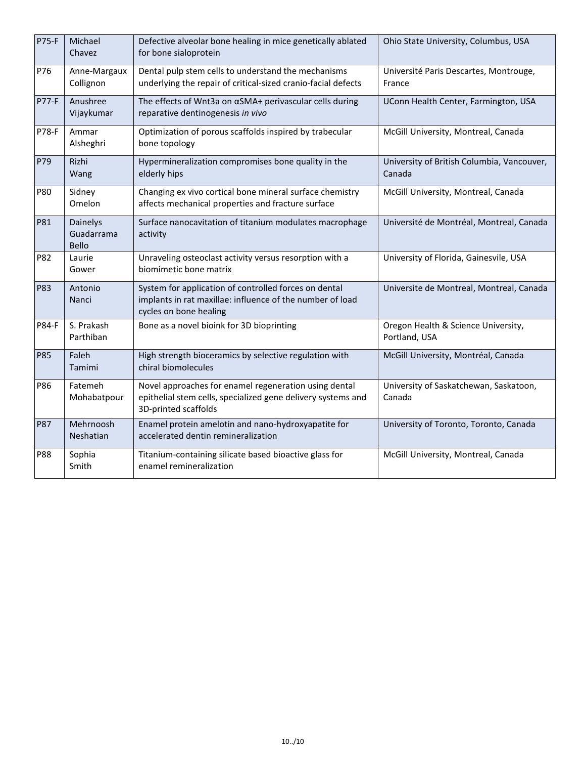| | | | |
|---|---|---|---|
| P75-F | Michael Chavez | Defective alveolar bone healing in mice genetically ablated for bone sialoprotein | Ohio State University, Columbus, USA |
| P76 | Anne-Margaux Collignon | Dental pulp stem cells to understand the mechanisms underlying the repair of critical-sized cranio-facial defects | Université Paris Descartes, Montrouge, France |
| P77-F | Anushree Vijaykumar | The effects of Wnt3a on αSMA+ perivascular cells during reparative dentinogenesis *in vivo* | UConn Health Center, Farmington, USA |
| P78-F | Ammar Alsheghri | Optimization of porous scaffolds inspired by trabecular bone topology | McGill University, Montreal, Canada |
| P79 | Rizhi Wang | Hypermineralization compromises bone quality in the elderly hips | University of British Columbia, Vancouver, Canada |
| P80 | Sidney Omelon | Changing ex vivo cortical bone mineral surface chemistry affects mechanical properties and fracture surface | McGill University, Montreal, Canada |
| P81 | Dainelys Guadarrama Bello | Surface nanocavitation of titanium modulates macrophage activity | Université de Montréal, Montreal, Canada |
| P82 | Laurie Gower | Unraveling osteoclast activity versus resorption with a biomimetic bone matrix | University of Florida, Gainesvile, USA |
| P83 | Antonio Nanci | System for application of controlled forces on dental implants in rat maxillae: influence of the number of load cycles on bone healing | Universite de Montreal, Montreal, Canada |
| P84-F | S. Prakash Parthiban | Bone as a novel bioink for 3D bioprinting | Oregon Health & Science University, Portland, USA |
| P85 | Faleh Tamimi | High strength bioceramics by selective regulation with chiral biomolecules | McGill University, Montréal, Canada |
| P86 | Fatemeh Mohabatpour | Novel approaches for enamel regeneration using dental epithelial stem cells, specialized gene delivery systems and 3D-printed scaffolds | University of Saskatchewan, Saskatoon, Canada |
| P87 | Mehrnoosh Neshatian | Enamel protein amelotin and nano-hydroxyapatite for accelerated dentin remineralization | University of Toronto, Toronto, Canada |
| P88 | Sophia Smith | Titanium-containing silicate based bioactive glass for enamel remineralization | McGill University, Montreal, Canada |